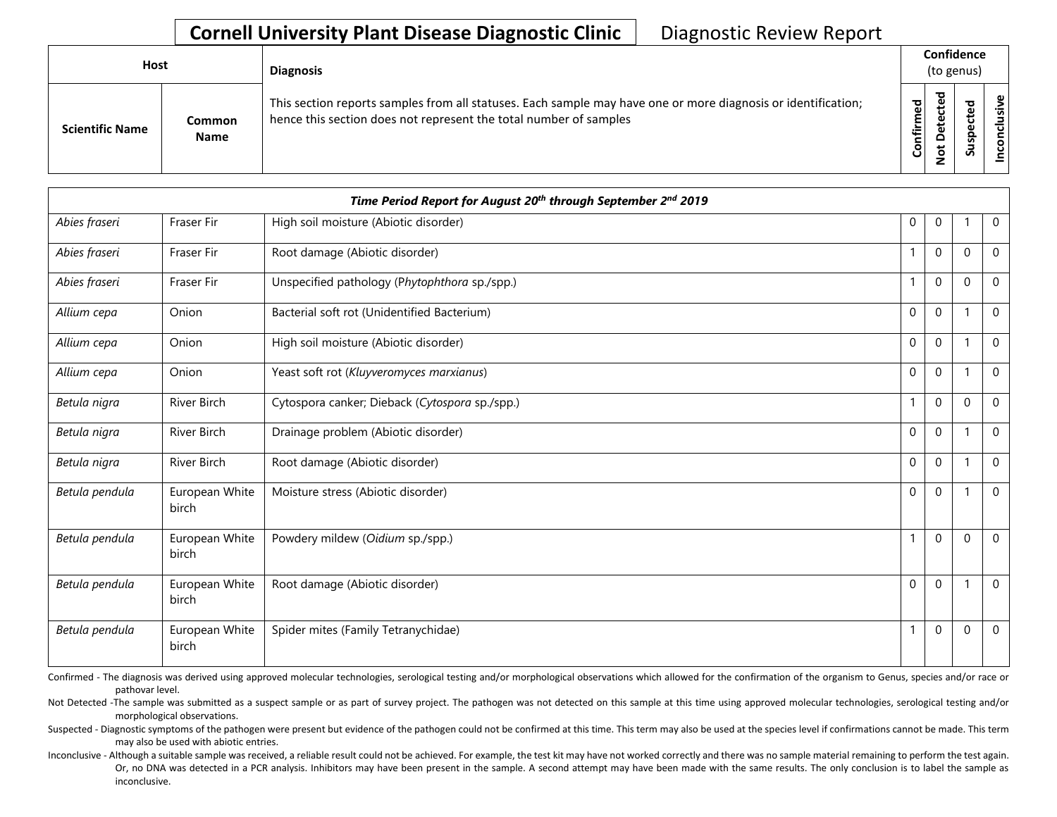# **Cornell University Plant Disease Diagnostic Clinic** Diagnostic Review Report

| Host | | Diagnosis | Confidence (to genus) | | | |
|---|---|---|---|---|---|---|
| Scientific Name | Common Name | This section reports samples from all statuses. Each sample may have one or more diagnosis or identification; hence this section does not represent the total number of samples | Confirmed | Not Detected | Suspected | Inconclusive |
| ***Time Period Report for August 20th through September 2nd 2019*** | | | | | | |
| *Abies fraseri* | Fraser Fir | High soil moisture (Abiotic disorder) | 0 | 0 | 1 | 0 |
| *Abies fraseri* | Fraser Fir | Root damage (Abiotic disorder) | 1 | 0 | 0 | 0 |
| *Abies fraseri* | Fraser Fir | Unspecified pathology (*Phytophthora* sp./spp.) | 1 | 0 | 0 | 0 |
| *Allium cepa* | Onion | Bacterial soft rot (Unidentified Bacterium) | 0 | 0 | 1 | 0 |
| *Allium cepa* | Onion | High soil moisture (Abiotic disorder) | 0 | 0 | 1 | 0 |
| *Allium cepa* | Onion | Yeast soft rot (*Kluyveromyces marxianus*) | 0 | 0 | 1 | 0 |
| *Betula nigra* | River Birch | Cytospora canker; Dieback (*Cytospora* sp./spp.) | 1 | 0 | 0 | 0 |
| *Betula nigra* | River Birch | Drainage problem (Abiotic disorder) | 0 | 0 | 1 | 0 |
| *Betula nigra* | River Birch | Root damage (Abiotic disorder) | 0 | 0 | 1 | 0 |
| *Betula pendula* | European White birch | Moisture stress (Abiotic disorder) | 0 | 0 | 1 | 0 |
| *Betula pendula* | European White birch | Powdery mildew (*Oidium* sp./spp.) | 1 | 0 | 0 | 0 |
| *Betula pendula* | European White birch | Root damage (Abiotic disorder) | 0 | 0 | 1 | 0 |
| *Betula pendula* | European White birch | Spider mites (Family Tetranychidae) | 1 | 0 | 0 | 0 |

Confirmed - The diagnosis was derived using approved molecular technologies, serological testing and/or morphological observations which allowed for the confirmation of the organism to Genus, species and/or race or pathovar level.

Not Detected -The sample was submitted as a suspect sample or as part of survey project. The pathogen was not detected on this sample at this time using approved molecular technologies, serological testing and/or morphological observations.

Suspected - Diagnostic symptoms of the pathogen were present but evidence of the pathogen could not be confirmed at this time. This term may also be used at the species level if confirmations cannot be made. This term may also be used with abiotic entries.

Inconclusive - Although a suitable sample was received, a reliable result could not be achieved. For example, the test kit may have not worked correctly and there was no sample material remaining to perform the test again. Or, no DNA was detected in a PCR analysis. Inhibitors may have been present in the sample. A second attempt may have been made with the same results. The only conclusion is to label the sample as inconclusive.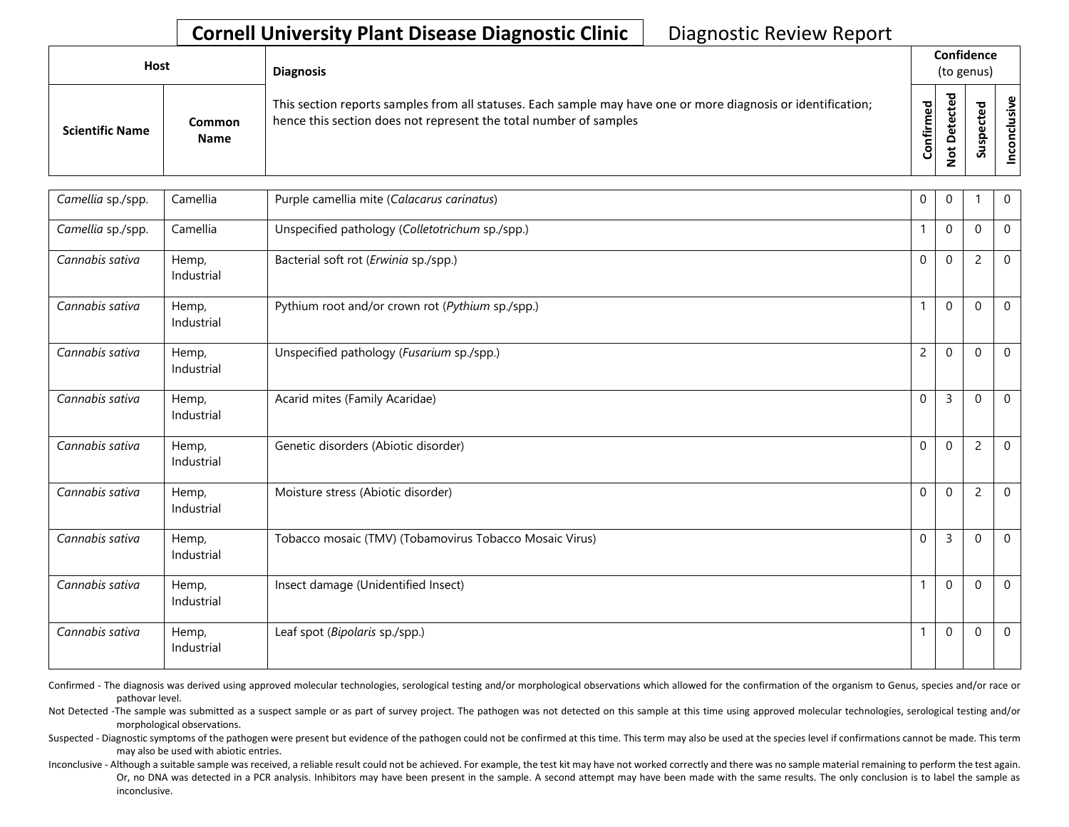**Cornell University Plant Disease Diagnostic Clinic** Diagnostic Review Report

| Host | | Diagnosis | Confidence (to genus) | | | |
|---|---|---|---|---|---|---|
| **Scientific Name** | **Common Name** | This section reports samples from all statuses. Each sample may have one or more diagnosis or identification; hence this section does not represent the total number of samples | **Confirmed** | **Not Detected** | **Suspected** | **Inconclusive** |
| *Camellia* sp./spp. | Camellia | Purple camellia mite (*Calacarus carinatus*) | 0 | 0 | 1 | 0 |
| *Camellia* sp./spp. | Camellia | Unspecified pathology (*Colletotrichum* sp./spp.) | 1 | 0 | 0 | 0 |
| *Cannabis sativa* | Hemp, Industrial | Bacterial soft rot (*Erwinia* sp./spp.) | 0 | 0 | 2 | 0 |
| *Cannabis sativa* | Hemp, Industrial | Pythium root and/or crown rot (*Pythium* sp./spp.) | 1 | 0 | 0 | 0 |
| *Cannabis sativa* | Hemp, Industrial | Unspecified pathology (*Fusarium* sp./spp.) | 2 | 0 | 0 | 0 |
| *Cannabis sativa* | Hemp, Industrial | Acarid mites (Family Acaridae) | 0 | 3 | 0 | 0 |
| *Cannabis sativa* | Hemp, Industrial | Genetic disorders (Abiotic disorder) | 0 | 0 | 2 | 0 |
| *Cannabis sativa* | Hemp, Industrial | Moisture stress (Abiotic disorder) | 0 | 0 | 2 | 0 |
| *Cannabis sativa* | Hemp, Industrial | Tobacco mosaic (TMV) (Tobamovirus Tobacco Mosaic Virus) | 0 | 3 | 0 | 0 |
| *Cannabis sativa* | Hemp, Industrial | Insect damage (Unidentified Insect) | 1 | 0 | 0 | 0 |
| *Cannabis sativa* | Hemp, Industrial | Leaf spot (*Bipolaris* sp./spp.) | 1 | 0 | 0 | 0 |

Confirmed - The diagnosis was derived using approved molecular technologies, serological testing and/or morphological observations which allowed for the confirmation of the organism to Genus, species and/or race or pathovar level.

Not Detected -The sample was submitted as a suspect sample or as part of survey project. The pathogen was not detected on this sample at this time using approved molecular technologies, serological testing and/or morphological observations.

Suspected - Diagnostic symptoms of the pathogen were present but evidence of the pathogen could not be confirmed at this time. This term may also be used at the species level if confirmations cannot be made. This term may also be used with abiotic entries.

Inconclusive - Although a suitable sample was received, a reliable result could not be achieved. For example, the test kit may have not worked correctly and there was no sample material remaining to perform the test again. Or, no DNA was detected in a PCR analysis. Inhibitors may have been present in the sample. A second attempt may have been made with the same results. The only conclusion is to label the sample as inconclusive.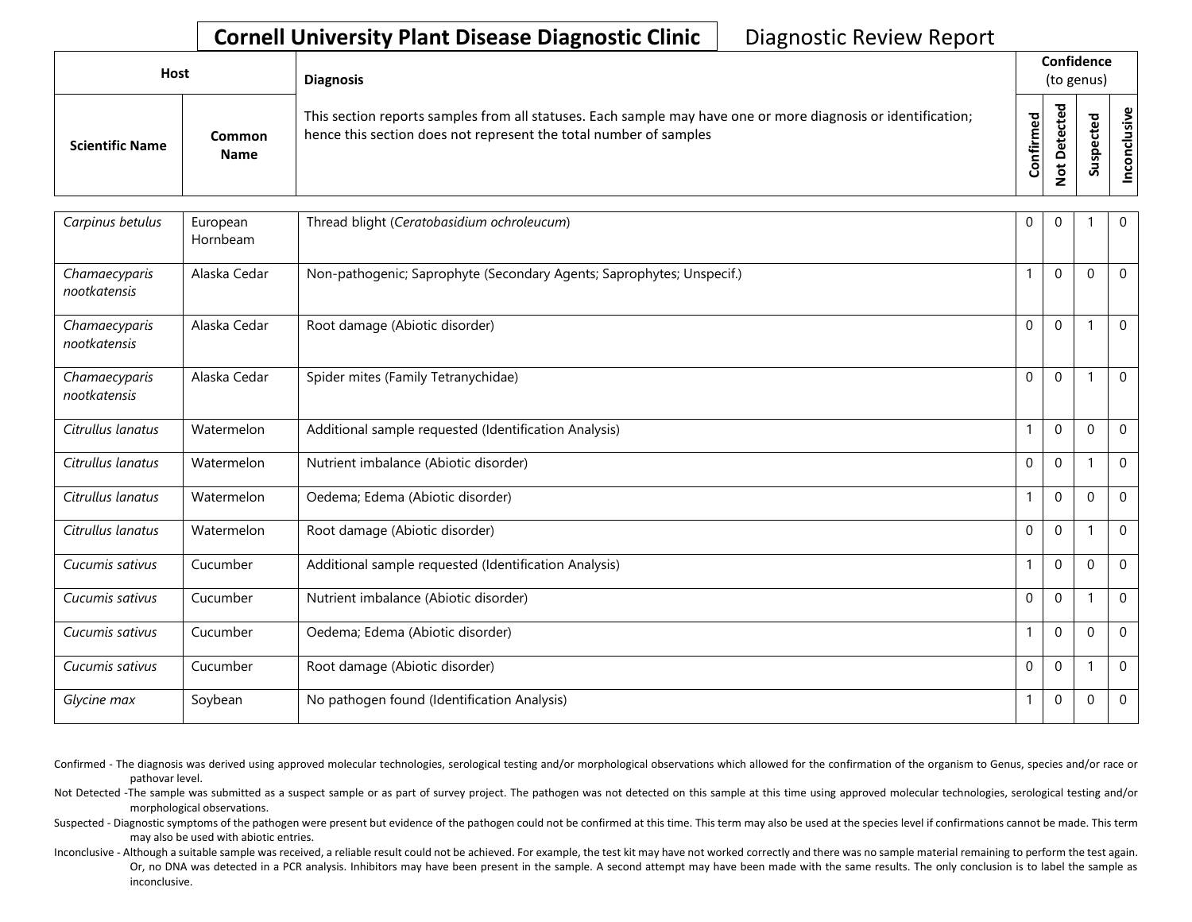**Cornell University Plant Disease Diagnostic Clinic** Diagnostic Review Report

| Host | | Diagnosis | Confidence (to genus) | | | |
|---|---|---|---|---|---|---|
| Scientific Name | Common Name | This section reports samples from all statuses. Each sample may have one or more diagnosis or identification; hence this section does not represent the total number of samples | Confirmed | Not Detected | Suspected | Inconclusive |
| *Carpinus betulus* | European Hornbeam | Thread blight (*Ceratobasidium ochroleucum*) | 0 | 0 | 1 | 0 |
| *Chamaecyparis nootkatensis* | Alaska Cedar | Non-pathogenic; Saprophyte (Secondary Agents; Saprophytes; Unspecif.) | 1 | 0 | 0 | 0 |
| *Chamaecyparis nootkatensis* | Alaska Cedar | Root damage (Abiotic disorder) | 0 | 0 | 1 | 0 |
| *Chamaecyparis nootkatensis* | Alaska Cedar | Spider mites (Family Tetranychidae) | 0 | 0 | 1 | 0 |
| *Citrullus lanatus* | Watermelon | Additional sample requested (Identification Analysis) | 1 | 0 | 0 | 0 |
| *Citrullus lanatus* | Watermelon | Nutrient imbalance (Abiotic disorder) | 0 | 0 | 1 | 0 |
| *Citrullus lanatus* | Watermelon | Oedema; Edema (Abiotic disorder) | 1 | 0 | 0 | 0 |
| *Citrullus lanatus* | Watermelon | Root damage (Abiotic disorder) | 0 | 0 | 1 | 0 |
| *Cucumis sativus* | Cucumber | Additional sample requested (Identification Analysis) | 1 | 0 | 0 | 0 |
| *Cucumis sativus* | Cucumber | Nutrient imbalance (Abiotic disorder) | 0 | 0 | 1 | 0 |
| *Cucumis sativus* | Cucumber | Oedema; Edema (Abiotic disorder) | 1 | 0 | 0 | 0 |
| *Cucumis sativus* | Cucumber | Root damage (Abiotic disorder) | 0 | 0 | 1 | 0 |
| *Glycine max* | Soybean | No pathogen found (Identification Analysis) | 1 | 0 | 0 | 0 |

Confirmed - The diagnosis was derived using approved molecular technologies, serological testing and/or morphological observations which allowed for the confirmation of the organism to Genus, species and/or race or pathovar level.

Not Detected -The sample was submitted as a suspect sample or as part of survey project. The pathogen was not detected on this sample at this time using approved molecular technologies, serological testing and/or morphological observations.

Suspected - Diagnostic symptoms of the pathogen were present but evidence of the pathogen could not be confirmed at this time. This term may also be used at the species level if confirmations cannot be made. This term may also be used with abiotic entries.

Inconclusive - Although a suitable sample was received, a reliable result could not be achieved. For example, the test kit may have not worked correctly and there was no sample material remaining to perform the test again. Or, no DNA was detected in a PCR analysis. Inhibitors may have been present in the sample. A second attempt may have been made with the same results. The only conclusion is to label the sample as inconclusive.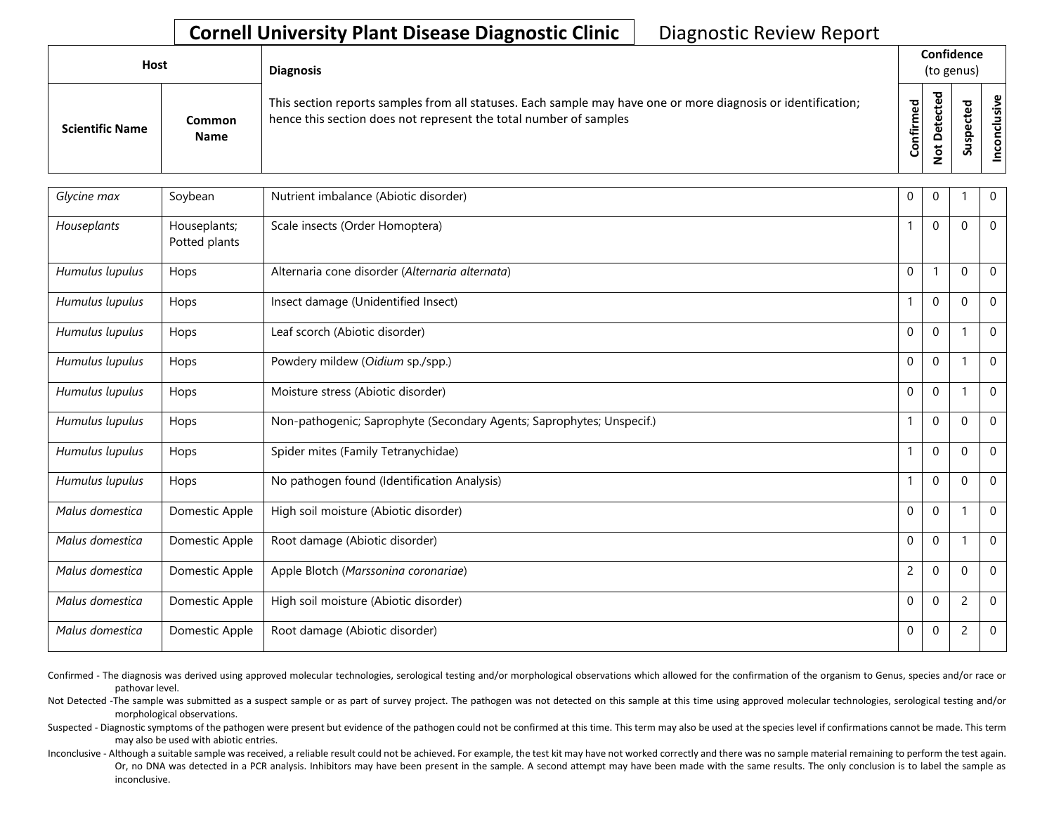**Cornell University Plant Disease Diagnostic Clinic** Diagnostic Review Report

| Host | | Diagnosis | Confidence (to genus) | | | |
|---|---|---|---|---|---|---|
| Scientific Name | Common Name | This section reports samples from all statuses. Each sample may have one or more diagnosis or identification; hence this section does not represent the total number of samples | Confirmed | Not Detected | Suspected | Inconclusive |
| *Glycine max* | Soybean | Nutrient imbalance (Abiotic disorder) | 0 | 0 | 1 | 0 |
| *Houseplants* | Houseplants; Potted plants | Scale insects (Order Homoptera) | 1 | 0 | 0 | 0 |
| *Humulus lupulus* | Hops | Alternaria cone disorder (*Alternaria alternata*) | 0 | 1 | 0 | 0 |
| *Humulus lupulus* | Hops | Insect damage (Unidentified Insect) | 1 | 0 | 0 | 0 |
| *Humulus lupulus* | Hops | Leaf scorch (Abiotic disorder) | 0 | 0 | 1 | 0 |
| *Humulus lupulus* | Hops | Powdery mildew (*Oidium* sp./spp.) | 0 | 0 | 1 | 0 |
| *Humulus lupulus* | Hops | Moisture stress (Abiotic disorder) | 0 | 0 | 1 | 0 |
| *Humulus lupulus* | Hops | Non-pathogenic; Saprophyte (Secondary Agents; Saprophytes; Unspecif.) | 1 | 0 | 0 | 0 |
| *Humulus lupulus* | Hops | Spider mites (Family Tetranychidae) | 1 | 0 | 0 | 0 |
| *Humulus lupulus* | Hops | No pathogen found (Identification Analysis) | 1 | 0 | 0 | 0 |
| *Malus domestica* | Domestic Apple | High soil moisture (Abiotic disorder) | 0 | 0 | 1 | 0 |
| *Malus domestica* | Domestic Apple | Root damage (Abiotic disorder) | 0 | 0 | 1 | 0 |
| *Malus domestica* | Domestic Apple | Apple Blotch (*Marssonina coronariae*) | 2 | 0 | 0 | 0 |
| *Malus domestica* | Domestic Apple | High soil moisture (Abiotic disorder) | 0 | 0 | 2 | 0 |
| *Malus domestica* | Domestic Apple | Root damage (Abiotic disorder) | 0 | 0 | 2 | 0 |

Confirmed - The diagnosis was derived using approved molecular technologies, serological testing and/or morphological observations which allowed for the confirmation of the organism to Genus, species and/or race or pathovar level.

Not Detected -The sample was submitted as a suspect sample or as part of survey project. The pathogen was not detected on this sample at this time using approved molecular technologies, serological testing and/or morphological observations.

Suspected - Diagnostic symptoms of the pathogen were present but evidence of the pathogen could not be confirmed at this time. This term may also be used at the species level if confirmations cannot be made. This term may also be used with abiotic entries.

Inconclusive - Although a suitable sample was received, a reliable result could not be achieved. For example, the test kit may have not worked correctly and there was no sample material remaining to perform the test again. Or, no DNA was detected in a PCR analysis. Inhibitors may have been present in the sample. A second attempt may have been made with the same results. The only conclusion is to label the sample as inconclusive.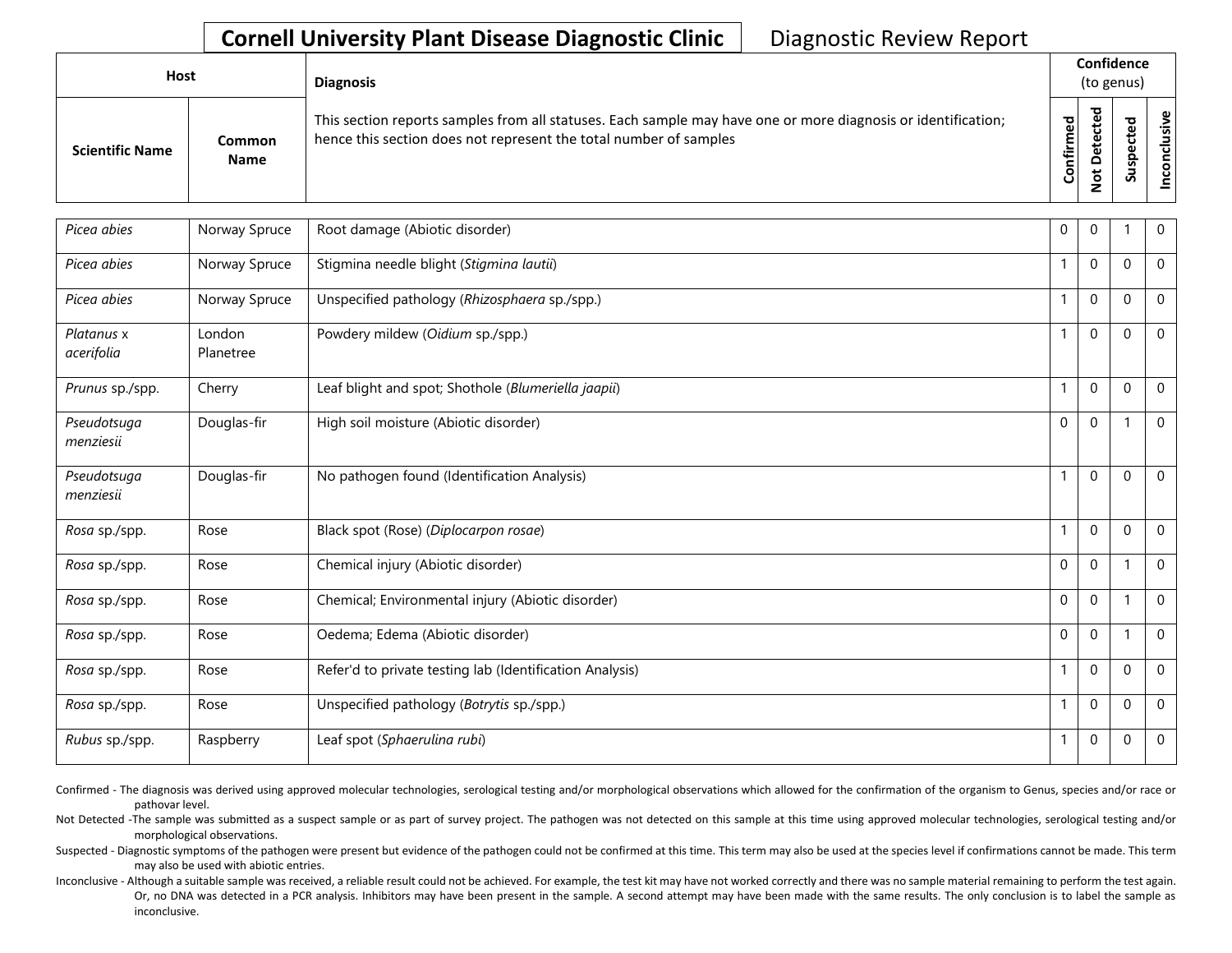**Cornell University Plant Disease Diagnostic Clinic** Diagnostic Review Report

| Host | | Diagnosis | Confidence (to genus) | | | |
|---|---|---|---|---|---|---|
| Scientific Name | Common Name | This section reports samples from all statuses. Each sample may have one or more diagnosis or identification; hence this section does not represent the total number of samples | Confirmed | Not Detected | Suspected | Inconclusive |
| *Picea abies* | Norway Spruce | Root damage (Abiotic disorder) | 0 | 0 | 1 | 0 |
| *Picea abies* | Norway Spruce | Stigmina needle blight (*Stigmina lautii*) | 1 | 0 | 0 | 0 |
| *Picea abies* | Norway Spruce | Unspecified pathology (*Rhizosphaera* sp./spp.) | 1 | 0 | 0 | 0 |
| *Platanus* x *acerifolia* | London Planetree | Powdery mildew (*Oidium* sp./spp.) | 1 | 0 | 0 | 0 |
| *Prunus* sp./spp. | Cherry | Leaf blight and spot; Shothole (*Blumeriella jaapii*) | 1 | 0 | 0 | 0 |
| *Pseudotsuga menziesii* | Douglas-fir | High soil moisture (Abiotic disorder) | 0 | 0 | 1 | 0 |
| *Pseudotsuga menziesii* | Douglas-fir | No pathogen found (Identification Analysis) | 1 | 0 | 0 | 0 |
| *Rosa* sp./spp. | Rose | Black spot (Rose) (*Diplocarpon rosae*) | 1 | 0 | 0 | 0 |
| *Rosa* sp./spp. | Rose | Chemical injury (Abiotic disorder) | 0 | 0 | 1 | 0 |
| *Rosa* sp./spp. | Rose | Chemical; Environmental injury (Abiotic disorder) | 0 | 0 | 1 | 0 |
| *Rosa* sp./spp. | Rose | Oedema; Edema (Abiotic disorder) | 0 | 0 | 1 | 0 |
| *Rosa* sp./spp. | Rose | Refer'd to private testing lab (Identification Analysis) | 1 | 0 | 0 | 0 |
| *Rosa* sp./spp. | Rose | Unspecified pathology (*Botrytis* sp./spp.) | 1 | 0 | 0 | 0 |
| *Rubus* sp./spp. | Raspberry | Leaf spot (*Sphaerulina rubi*) | 1 | 0 | 0 | 0 |

Confirmed - The diagnosis was derived using approved molecular technologies, serological testing and/or morphological observations which allowed for the confirmation of the organism to Genus, species and/or race or pathovar level.

Not Detected -The sample was submitted as a suspect sample or as part of survey project. The pathogen was not detected on this sample at this time using approved molecular technologies, serological testing and/or morphological observations.

Suspected - Diagnostic symptoms of the pathogen were present but evidence of the pathogen could not be confirmed at this time. This term may also be used at the species level if confirmations cannot be made. This term may also be used with abiotic entries.

Inconclusive - Although a suitable sample was received, a reliable result could not be achieved. For example, the test kit may have not worked correctly and there was no sample material remaining to perform the test again. Or, no DNA was detected in a PCR analysis. Inhibitors may have been present in the sample. A second attempt may have been made with the same results. The only conclusion is to label the sample as inconclusive.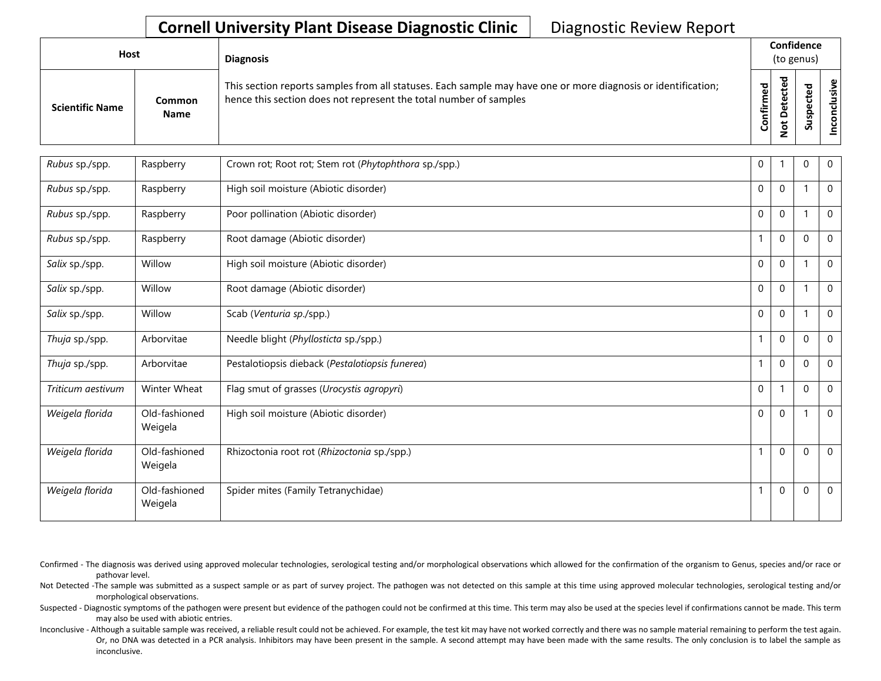**Cornell University Plant Disease Diagnostic Clinic** Diagnostic Review Report

| Host | | Diagnosis | Confidence (to genus) | | | |
|---|---|---|---|---|---|---|
| Scientific Name | Common Name | This section reports samples from all statuses. Each sample may have one or more diagnosis or identification; hence this section does not represent the total number of samples | Confirmed | Not Detected | Suspected | Inconclusive |
| *Rubus* sp./spp. | Raspberry | Crown rot; Root rot; Stem rot (*Phytophthora* sp./spp.) | 0 | 1 | 0 | 0 |
| *Rubus* sp./spp. | Raspberry | High soil moisture (Abiotic disorder) | 0 | 0 | 1 | 0 |
| *Rubus* sp./spp. | Raspberry | Poor pollination (Abiotic disorder) | 0 | 0 | 1 | 0 |
| *Rubus* sp./spp. | Raspberry | Root damage (Abiotic disorder) | 1 | 0 | 0 | 0 |
| *Salix* sp./spp. | Willow | High soil moisture (Abiotic disorder) | 0 | 0 | 1 | 0 |
| *Salix* sp./spp. | Willow | Root damage (Abiotic disorder) | 0 | 0 | 1 | 0 |
| *Salix* sp./spp. | Willow | Scab (*Venturia sp.*/spp.) | 0 | 0 | 1 | 0 |
| *Thuja* sp./spp. | Arborvitae | Needle blight (*Phyllosticta* sp./spp.) | 1 | 0 | 0 | 0 |
| *Thuja* sp./spp. | Arborvitae | Pestalotiopsis dieback (*Pestalotiopsis funerea*) | 1 | 0 | 0 | 0 |
| *Triticum aestivum* | Winter Wheat | Flag smut of grasses (*Urocystis agropyri*) | 0 | 1 | 0 | 0 |
| *Weigela florida* | Old-fashioned Weigela | High soil moisture (Abiotic disorder) | 0 | 0 | 1 | 0 |
| *Weigela florida* | Old-fashioned Weigela | Rhizoctonia root rot (*Rhizoctonia* sp./spp.) | 1 | 0 | 0 | 0 |
| *Weigela florida* | Old-fashioned Weigela | Spider mites (Family Tetranychidae) | 1 | 0 | 0 | 0 |

Confirmed - The diagnosis was derived using approved molecular technologies, serological testing and/or morphological observations which allowed for the confirmation of the organism to Genus, species and/or race or pathovar level.

Not Detected -The sample was submitted as a suspect sample or as part of survey project. The pathogen was not detected on this sample at this time using approved molecular technologies, serological testing and/or morphological observations.

Suspected - Diagnostic symptoms of the pathogen were present but evidence of the pathogen could not be confirmed at this time. This term may also be used at the species level if confirmations cannot be made. This term may also be used with abiotic entries.

Inconclusive - Although a suitable sample was received, a reliable result could not be achieved. For example, the test kit may have not worked correctly and there was no sample material remaining to perform the test again. Or, no DNA was detected in a PCR analysis. Inhibitors may have been present in the sample. A second attempt may have been made with the same results. The only conclusion is to label the sample as inconclusive.